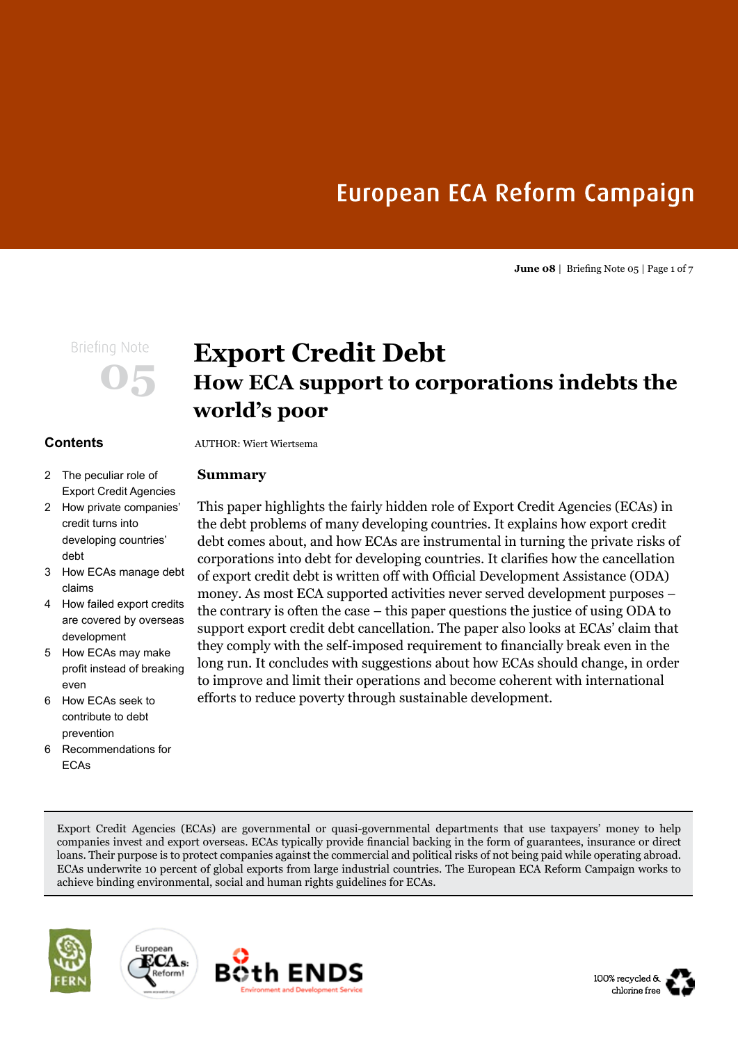# European ECA Reform Campaign

**June 08** | Briefing Note 05

Briefing Note 05

# Export Credit Debt

## How ECA support to corporations indebts the world's poor

AUTHOR: Wiert Wiertsema

### Contents

- 2 The peculiar role of Export Credit Agencies
- 2 How private companies' credit turns into developing countries' debt
- 3 How ECAs manage debt claims
- 4 How failed export credits are covered by overseas development
- 5 How ECAs may make profit instead of breaking even
- 6 How ECAs seek to contribute to debt prevention
- 6 Recommendations for ECAs

### Summary

This paper highlights the fairly hidden role of Export Credit Agencies (ECAs) in the debt problems of many developing countries. It explains how export credit debt comes about, and how ECAs are instrumental in turning the private risks of corporations into debt for developing countries. It clarifies how the cancellation of export credit debt is written off with Official Development Assistance (ODA) money. As most ECA supported activities never served development purposes – the contrary is often the case – this paper questions the justice of using ODA to support export credit debt cancellation. The paper also looks at ECAs' claim that they comply with the self-imposed requirement to financially break even in the long run. It concludes with suggestions about how ECAs should change, in order to improve and limit their operations and become coherent with international efforts to reduce poverty through sustainable development.

Export Credit Agencies (ECAs) are governmental or quasi-governmental departments that use taxpayers' money to help companies invest and export overseas. ECAs typically provide financial backing in the form of guarantees, insurance or direct loans. Their purpose is to protect companies against the commercial and political risks of not being paid while operating abroad. ECAs underwrite 10 percent of global exports from large industrial countries. The European ECA Reform Campaign works to achieve binding environmental, social and human rights guidelines for ECAs.

100% recycled & chlorine free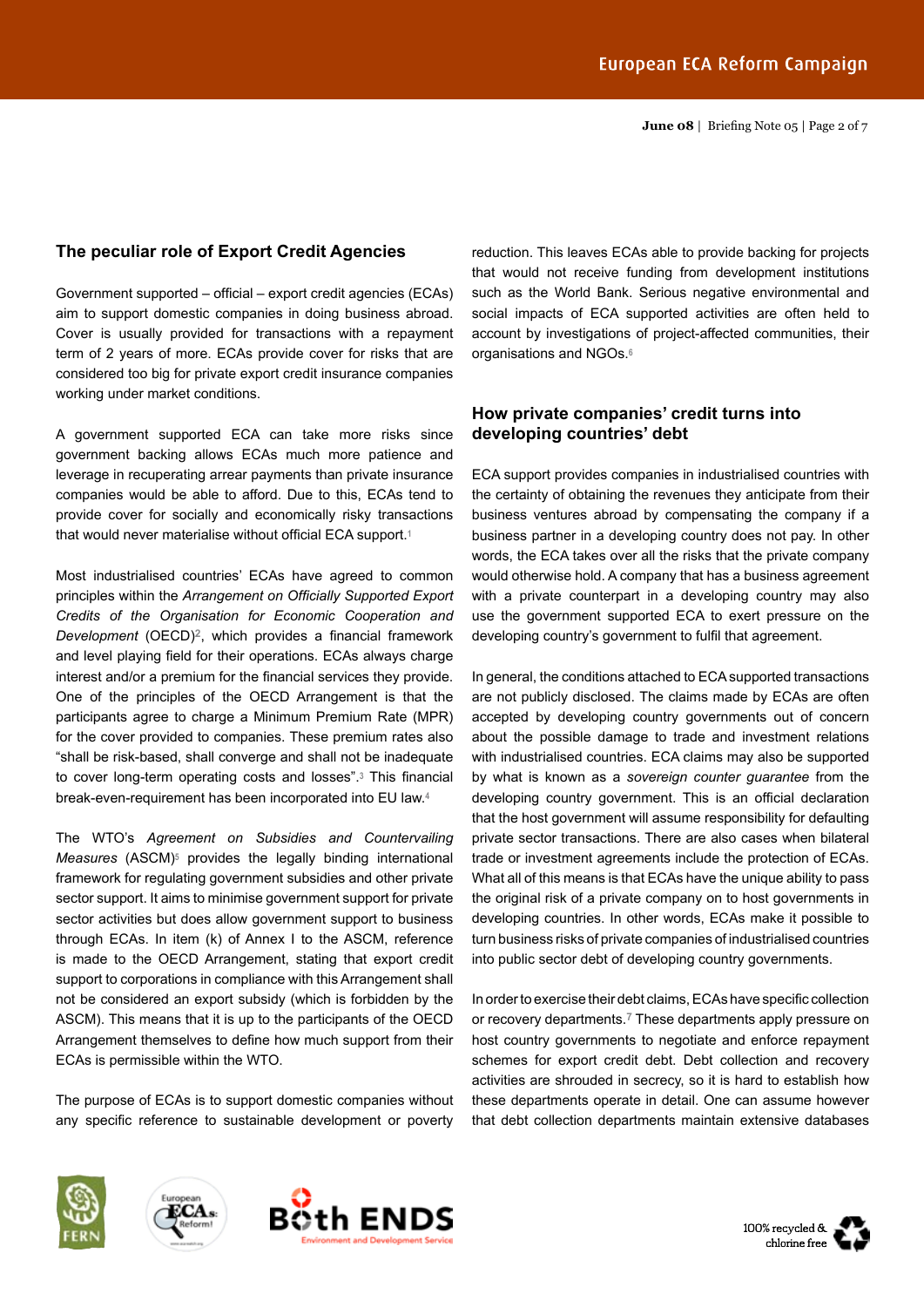## The peculiar role of Export Credit Agencies

Government supported – official – export credit agencies (ECAs) aim to support domestic companies in doing business abroad. Cover is usually provided for transactions with a repayment term of 2 years of more. ECAs provide cover for risks that are considered too big for private export credit insurance companies working under market conditions.

A government supported ECA can take more risks since government backing allows ECAs much more patience and leverage in recuperating arrear payments than private insurance companies would be able to afford. Due to this, ECAs tend to provide cover for socially and economically risky transactions that would never materialise without official ECA support.[1]

Most industrialised countries' ECAs have agreed to common principles within the *Arrangement on Officially Supported Export Credits of the Organisation for Economic Cooperation and Development* (OECD)[2], which provides a financial framework and level playing field for their operations. ECAs always charge interest and/or a premium for the financial services they provide. One of the principles of the OECD Arrangement is that the participants agree to charge a Minimum Premium Rate (MPR) for the cover provided to companies. These premium rates also "shall be risk-based, shall converge and shall not be inadequate to cover long-term operating costs and losses".[3] This financial break-even-requirement has been incorporated into EU law.[4]

The WTO's *Agreement on Subsidies and Countervailing Measures* (ASCM)[5] provides the legally binding international framework for regulating government subsidies and other private sector support. It aims to minimise government support for private sector activities but does allow government support to business through ECAs. In item (k) of Annex I to the ASCM, reference is made to the OECD Arrangement, stating that export credit support to corporations in compliance with this Arrangement shall not be considered an export subsidy (which is forbidden by the ASCM). This means that it is up to the participants of the OECD Arrangement themselves to define how much support from their ECAs is permissible within the WTO.

The purpose of ECAs is to support domestic companies without any specific reference to sustainable development or poverty reduction. This leaves ECAs able to provide backing for projects that would not receive funding from development institutions such as the World Bank. Serious negative environmental and social impacts of ECA supported activities are often held to account by investigations of project-affected communities, their organisations and NGOs.[6]

## How private companies' credit turns into developing countries' debt

ECA support provides companies in industrialised countries with the certainty of obtaining the revenues they anticipate from their business ventures abroad by compensating the company if a business partner in a developing country does not pay. In other words, the ECA takes over all the risks that the private company would otherwise hold. A company that has a business agreement with a private counterpart in a developing country may also use the government supported ECA to exert pressure on the developing country's government to fulfil that agreement.

In general, the conditions attached to ECA supported transactions are not publicly disclosed. The claims made by ECAs are often accepted by developing country governments out of concern about the possible damage to trade and investment relations with industrialised countries. ECA claims may also be supported by what is known as a *sovereign counter guarantee* from the developing country government. This is an official declaration that the host government will assume responsibility for defaulting private sector transactions. There are also cases when bilateral trade or investment agreements include the protection of ECAs. What all of this means is that ECAs have the unique ability to pass the original risk of a private company on to host governments in developing countries. In other words, ECAs make it possible to turn business risks of private companies of industrialised countries into public sector debt of developing country governments.

In order to exercise their debt claims, ECAs have specific collection or recovery departments.[7] These departments apply pressure on host country governments to negotiate and enforce repayment schemes for export credit debt. Debt collection and recovery activities are shrouded in secrecy, so it is hard to establish how these departments operate in detail. One can assume however that debt collection departments maintain extensive databases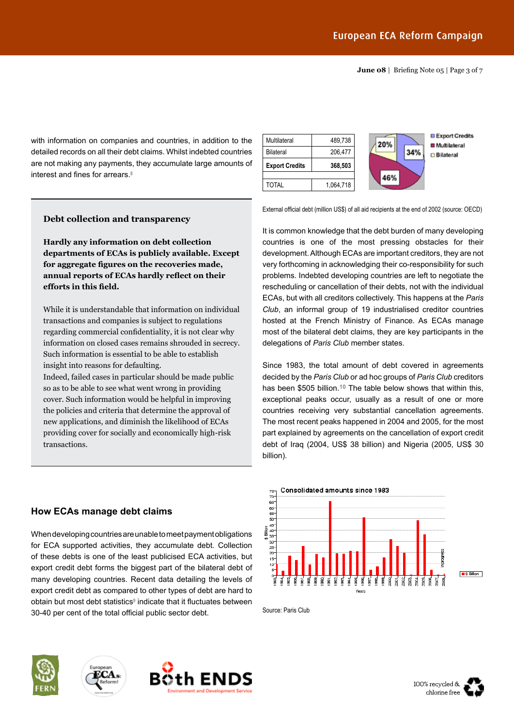with information on companies and countries, in addition to the detailed records on all their debt claims. Whilst indebted countries are not making any payments, they accumulate large amounts of interest and fines for arrears.[8]

### Debt collection and transparency

**Hardly any information on debt collection departments of ECAs is publicly available. Except for aggregate figures on the recoveries made, annual reports of ECAs hardly reflect on their efforts in this field.**

While it is understandable that information on individual transactions and companies is subject to regulations regarding commercial confidentiality, it is not clear why information on closed cases remains shrouded in secrecy. Such information is essential to be able to establish insight into reasons for defaulting.
Indeed, failed cases in particular should be made public so as to be able to see what went wrong in providing cover. Such information would be helpful in improving the policies and criteria that determine the approval of new applications, and diminish the likelihood of ECAs providing cover for socially and economically high-risk transactions.

## How ECAs manage debt claims

When developing countries are unable to meet payment obligations for ECA supported activities, they accumulate debt. Collection of these debts is one of the least publicised ECA activities, but export credit debt forms the biggest part of the bilateral debt of many developing countries. Recent data detailing the levels of export credit debt as compared to other types of debt are hard to obtain but most debt statistics[9] indicate that it fluctuates between 30-40 per cent of the total official public sector debt.

| | |
|---|---|
| Multilateral | 489,738 |
| Bilateral | 206,477 |
| **Export Credits** | **368,503** |
| | |
| TOTAL | 1,064,718 |

External official debt (million US$) of all aid recipients at the end of 2002 (source: OECD)

It is common knowledge that the debt burden of many developing countries is one of the most pressing obstacles for their development. Although ECAs are important creditors, they are not very forthcoming in acknowledging their co-responsibility for such problems. Indebted developing countries are left to negotiate the rescheduling or cancellation of their debts, not with the individual ECAs, but with all creditors collectively. This happens at the *Paris Club*, an informal group of 19 industrialised creditor countries hosted at the French Ministry of Finance. As ECAs manage most of the bilateral debt claims, they are key participants in the delegations of *Paris Club* member states.

Since 1983, the total amount of debt covered in agreements decided by the *Paris Club* or ad hoc groups of *Paris Club* creditors has been $505 billion.[10] The table below shows that within this, exceptional peaks occur, usually as a result of one or more countries receiving very substantial cancellation agreements. The most recent peaks happened in 2004 and 2005, for the most part explained by agreements on the cancellation of export credit debt of Iraq (2004, US$ 38 billion) and Nigeria (2005, US$ 30 billion).

Source: Paris Club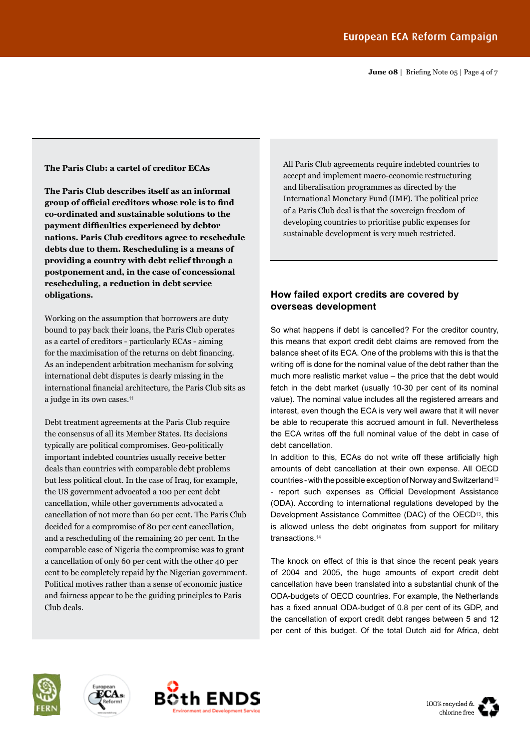**The Paris Club: a cartel of creditor ECAs**

**The Paris Club describes itself as an informal group of official creditors whose role is to find co-ordinated and sustainable solutions to the payment difficulties experienced by debtor nations. Paris Club creditors agree to reschedule debts due to them. Rescheduling is a means of providing a country with debt relief through a postponement and, in the case of concessional rescheduling, a reduction in debt service obligations.**

Working on the assumption that borrowers are duty bound to pay back their loans, the Paris Club operates as a cartel of creditors - particularly ECAs - aiming for the maximisation of the returns on debt financing. As an independent arbitration mechanism for solving international debt disputes is dearly missing in the international financial architecture, the Paris Club sits as a judge in its own cases.[11]

Debt treatment agreements at the Paris Club require the consensus of all its Member States. Its decisions typically are political compromises. Geo-politically important indebted countries usually receive better deals than countries with comparable debt problems but less political clout. In the case of Iraq, for example, the US government advocated a 100 per cent debt cancellation, while other governments advocated a cancellation of not more than 60 per cent. The Paris Club decided for a compromise of 80 per cent cancellation, and a rescheduling of the remaining 20 per cent. In the comparable case of Nigeria the compromise was to grant a cancellation of only 60 per cent with the other 40 per cent to be completely repaid by the Nigerian government. Political motives rather than a sense of economic justice and fairness appear to be the guiding principles to Paris Club deals.

All Paris Club agreements require indebted countries to accept and implement macro-economic restructuring and liberalisation programmes as directed by the International Monetary Fund (IMF). The political price of a Paris Club deal is that the sovereign freedom of developing countries to prioritise public expenses for sustainable development is very much restricted.

## How failed export credits are covered by overseas development

So what happens if debt is cancelled? For the creditor country, this means that export credit debt claims are removed from the balance sheet of its ECA. One of the problems with this is that the writing off is done for the nominal value of the debt rather than the much more realistic market value – the price that the debt would fetch in the debt market (usually 10-30 per cent of its nominal value). The nominal value includes all the registered arrears and interest, even though the ECA is very well aware that it will never be able to recuperate this accrued amount in full. Nevertheless the ECA writes off the full nominal value of the debt in case of debt cancellation.

In addition to this, ECAs do not write off these artificially high amounts of debt cancellation at their own expense. All OECD countries - with the possible exception of Norway and Switzerland[12] - report such expenses as Official Development Assistance (ODA). According to international regulations developed by the Development Assistance Committee (DAC) of the OECD[13], this is allowed unless the debt originates from support for military transactions.[14]

The knock on effect of this is that since the recent peak years of 2004 and 2005, the huge amounts of export credit debt cancellation have been translated into a substantial chunk of the ODA-budgets of OECD countries. For example, the Netherlands has a fixed annual ODA-budget of 0.8 per cent of its GDP, and the cancellation of export credit debt ranges between 5 and 12 per cent of this budget. Of the total Dutch aid for Africa, debt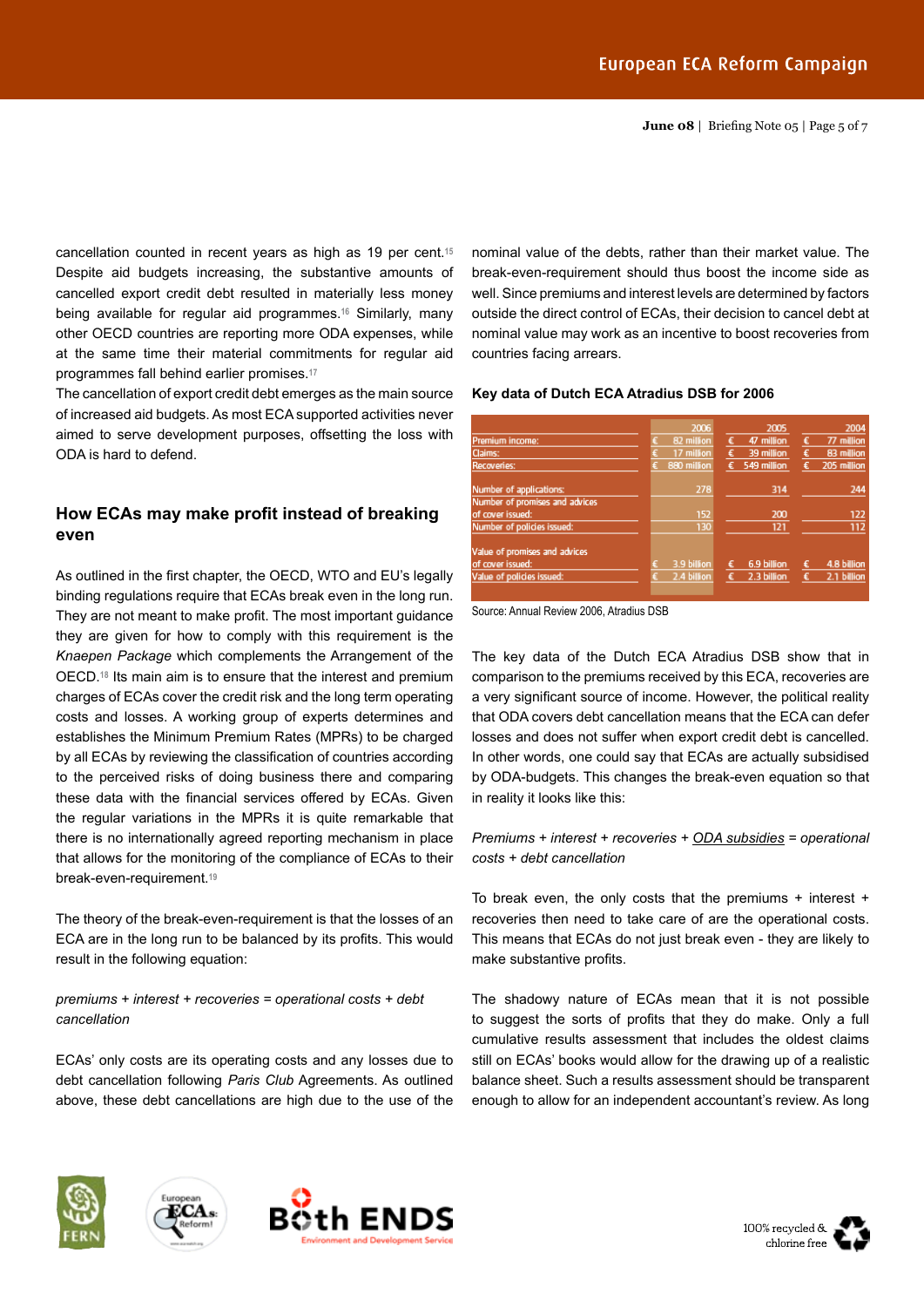cancellation counted in recent years as high as 19 per cent.[15] Despite aid budgets increasing, the substantive amounts of cancelled export credit debt resulted in materially less money being available for regular aid programmes.[16] Similarly, many other OECD countries are reporting more ODA expenses, while at the same time their material commitments for regular aid programmes fall behind earlier promises.[17]

The cancellation of export credit debt emerges as the main source of increased aid budgets. As most ECA supported activities never aimed to serve development purposes, offsetting the loss with ODA is hard to defend.

## How ECAs may make profit instead of breaking even

As outlined in the first chapter, the OECD, WTO and EU's legally binding regulations require that ECAs break even in the long run. They are not meant to make profit. The most important guidance they are given for how to comply with this requirement is the *Knaepen Package* which complements the Arrangement of the OECD.[18] Its main aim is to ensure that the interest and premium charges of ECAs cover the credit risk and the long term operating costs and losses. A working group of experts determines and establishes the Minimum Premium Rates (MPRs) to be charged by all ECAs by reviewing the classification of countries according to the perceived risks of doing business there and comparing these data with the financial services offered by ECAs. Given the regular variations in the MPRs it is quite remarkable that there is no internationally agreed reporting mechanism in place that allows for the monitoring of the compliance of ECAs to their break-even-requirement.[19]

The theory of the break-even-requirement is that the losses of an ECA are in the long run to be balanced by its profits. This would result in the following equation:

*premiums + interest + recoveries = operational costs + debt cancellation*

ECAs' only costs are its operating costs and any losses due to debt cancellation following *Paris Club* Agreements. As outlined above, these debt cancellations are high due to the use of the nominal value of the debts, rather than their market value. The break-even-requirement should thus boost the income side as well. Since premiums and interest levels are determined by factors outside the direct control of ECAs, their decision to cancel debt at nominal value may work as an incentive to boost recoveries from countries facing arrears.

**Key data of Dutch ECA Atradius DSB for 2006**

| | 2006 | 2005 | 2004 |
|---|---|---|---|
| Premium income: | € 82 million | € 47 million | € 77 million |
| Claims: | € 17 million | € 39 million | € 83 million |
| Recoveries: | € 880 million | € 549 million | € 205 million |
| Number of applications: | 278 | 314 | 244 |
| Number of promises and advices of cover issued: | 152 | 200 | 122 |
| Number of policies issued: | 130 | 121 | 112 |
| Value of promises and advices of cover issued: | € 3.9 billion | € 6.9 billion | € 4.8 billion |
| Value of policies issued: | € 2.4 billion | € 2.3 billion | € 2.1 billion |

Source: Annual Review 2006, Atradius DSB

The key data of the Dutch ECA Atradius DSB show that in comparison to the premiums received by this ECA, recoveries are a very significant source of income. However, the political reality that ODA covers debt cancellation means that the ECA can defer losses and does not suffer when export credit debt is cancelled. In other words, one could say that ECAs are actually subsidised by ODA-budgets. This changes the break-even equation so that in reality it looks like this:

*Premiums + interest + recoveries + <u>ODA subsidies</u> = operational costs + debt cancellation*

To break even, the only costs that the premiums + interest + recoveries then need to take care of are the operational costs. This means that ECAs do not just break even - they are likely to make substantive profits.

The shadowy nature of ECAs mean that it is not possible to suggest the sorts of profits that they do make. Only a full cumulative results assessment that includes the oldest claims still on ECAs' books would allow for the drawing up of a realistic balance sheet. Such a results assessment should be transparent enough to allow for an independent accountant's review. As long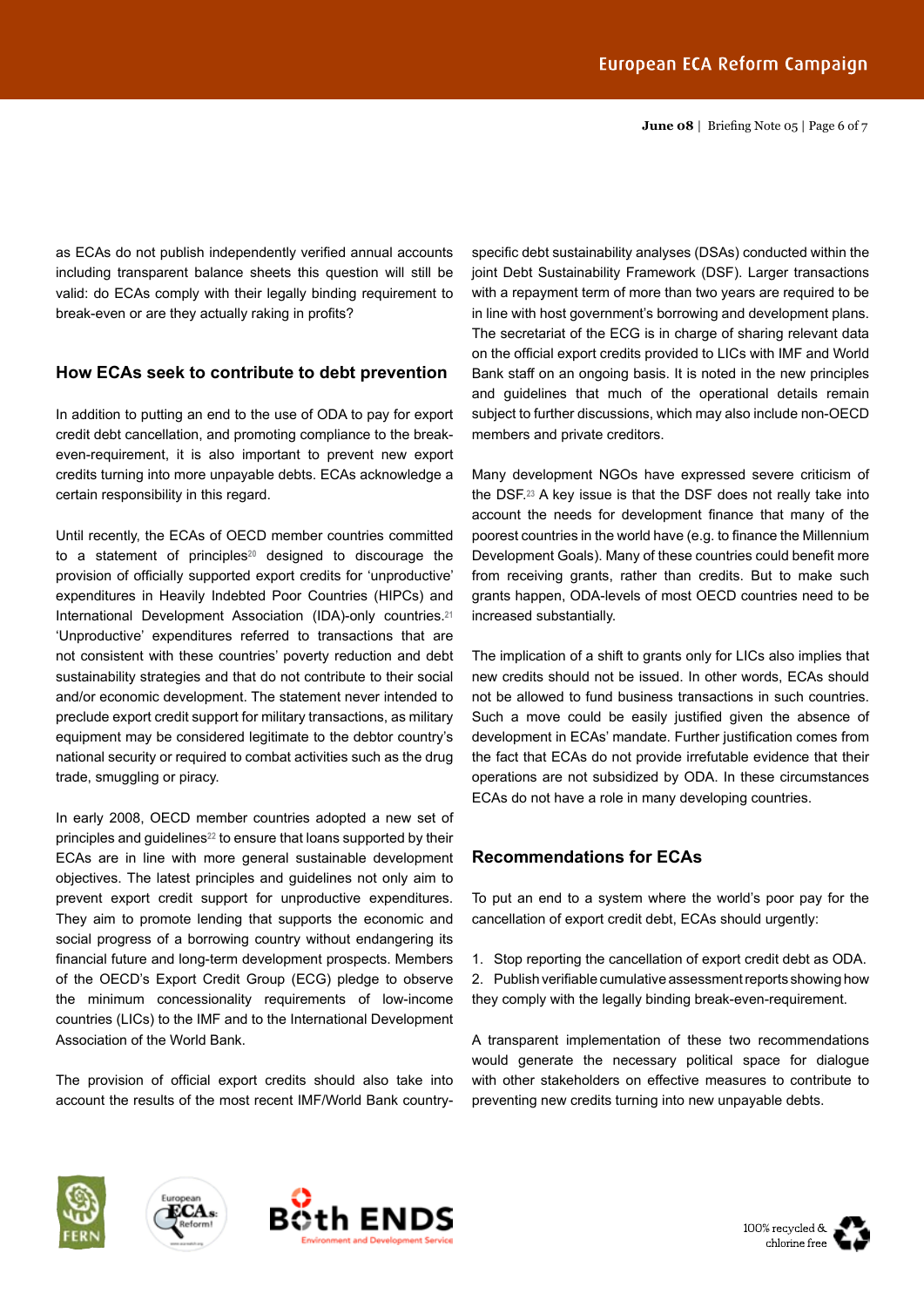as ECAs do not publish independently verified annual accounts including transparent balance sheets this question will still be valid: do ECAs comply with their legally binding requirement to break-even or are they actually raking in profits?

## How ECAs seek to contribute to debt prevention

In addition to putting an end to the use of ODA to pay for export credit debt cancellation, and promoting compliance to the break-even-requirement, it is also important to prevent new export credits turning into more unpayable debts. ECAs acknowledge a certain responsibility in this regard.

Until recently, the ECAs of OECD member countries committed to a statement of principles[20] designed to discourage the provision of officially supported export credits for 'unproductive' expenditures in Heavily Indebted Poor Countries (HIPCs) and International Development Association (IDA)-only countries.[21] 'Unproductive' expenditures referred to transactions that are not consistent with these countries' poverty reduction and debt sustainability strategies and that do not contribute to their social and/or economic development. The statement never intended to preclude export credit support for military transactions, as military equipment may be considered legitimate to the debtor country's national security or required to combat activities such as the drug trade, smuggling or piracy.

In early 2008, OECD member countries adopted a new set of principles and guidelines[22] to ensure that loans supported by their ECAs are in line with more general sustainable development objectives. The latest principles and guidelines not only aim to prevent export credit support for unproductive expenditures. They aim to promote lending that supports the economic and social progress of a borrowing country without endangering its financial future and long-term development prospects. Members of the OECD's Export Credit Group (ECG) pledge to observe the minimum concessionality requirements of low-income countries (LICs) to the IMF and to the International Development Association of the World Bank.

The provision of official export credits should also take into account the results of the most recent IMF/World Bank country-specific debt sustainability analyses (DSAs) conducted within the joint Debt Sustainability Framework (DSF). Larger transactions with a repayment term of more than two years are required to be in line with host government's borrowing and development plans. The secretariat of the ECG is in charge of sharing relevant data on the official export credits provided to LICs with IMF and World Bank staff on an ongoing basis. It is noted in the new principles and guidelines that much of the operational details remain subject to further discussions, which may also include non-OECD members and private creditors.

Many development NGOs have expressed severe criticism of the DSF.[23] A key issue is that the DSF does not really take into account the needs for development finance that many of the poorest countries in the world have (e.g. to finance the Millennium Development Goals). Many of these countries could benefit more from receiving grants, rather than credits. But to make such grants happen, ODA-levels of most OECD countries need to be increased substantially.

The implication of a shift to grants only for LICs also implies that new credits should not be issued. In other words, ECAs should not be allowed to fund business transactions in such countries. Such a move could be easily justified given the absence of development in ECAs' mandate. Further justification comes from the fact that ECAs do not provide irrefutable evidence that their operations are not subsidized by ODA. In these circumstances ECAs do not have a role in many developing countries.

## Recommendations for ECAs

To put an end to a system where the world's poor pay for the cancellation of export credit debt, ECAs should urgently:

1. Stop reporting the cancellation of export credit debt as ODA.
2. Publish verifiable cumulative assessment reports showing how they comply with the legally binding break-even-requirement.

A transparent implementation of these two recommendations would generate the necessary political space for dialogue with other stakeholders on effective measures to contribute to preventing new credits turning into new unpayable debts.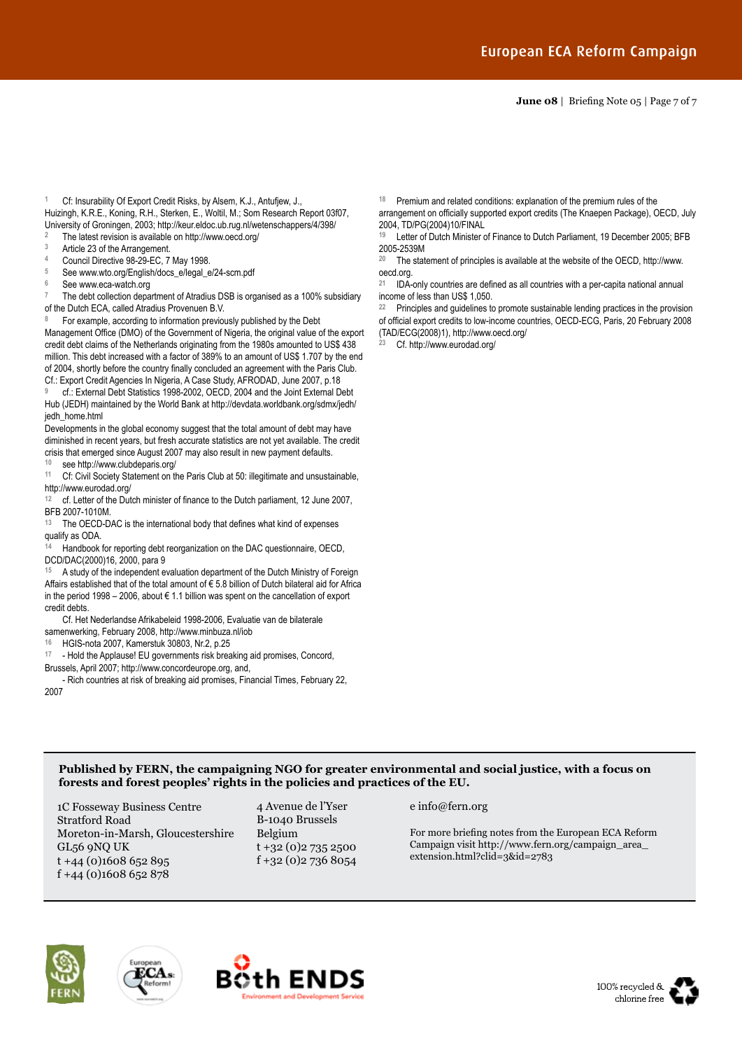[1] Cf: Insurability Of Export Credit Risks, by Alsem, K.J., Antufjew, J., Huizingh, K.R.E., Koning, R.H., Sterken, E., Woltil, M.; Som Research Report 03f07, University of Groningen, 2003; http://keur.eldoc.ub.rug.nl/wetenschappers/4/398/

[2] The latest revision is available on http://www.oecd.org/

[3] Article 23 of the Arrangement.

[4] Council Directive 98-29-EC, 7 May 1998.

[5] See www.wto.org/English/docs_e/legal_e/24-scm.pdf

[6] See www.eca-watch.org

[7] The debt collection department of Atradius DSB is organised as a 100% subsidiary of the Dutch ECA, called Atradius Provenuen B.V.

[8] For example, according to information previously published by the Debt Management Office (DMO) of the Government of Nigeria, the original value of the export credit debt claims of the Netherlands originating from the 1980s amounted to US$ 438 million. This debt increased with a factor of 389% to an amount of US$ 1.707 by the end of 2004, shortly before the country finally concluded an agreement with the Paris Club. Cf.: Export Credit Agencies In Nigeria, A Case Study, AFRODAD, June 2007, p.18

[9] cf.: External Debt Statistics 1998-2002, OECD, 2004 and the Joint External Debt Hub (JEDH) maintained by the World Bank at http://devdata.worldbank.org/sdmx/jedh/jedh_home.html

Developments in the global economy suggest that the total amount of debt may have diminished in recent years, but fresh accurate statistics are not yet available. The credit crisis that emerged since August 2007 may also result in new payment defaults.

[10] see http://www.clubdeparis.org/

[11] Cf: Civil Society Statement on the Paris Club at 50: illegitimate and unsustainable, http://www.eurodad.org/

[12] cf. Letter of the Dutch minister of finance to the Dutch parliament, 12 June 2007, BFB 2007-1010M.

[13] The OECD-DAC is the international body that defines what kind of expenses qualify as ODA.

[14] Handbook for reporting debt reorganization on the DAC questionnaire, OECD, DCD/DAC(2000)16, 2000, para 9

[15] A study of the independent evaluation department of the Dutch Ministry of Foreign Affairs established that of the total amount of € 5.8 billion of Dutch bilateral aid for Africa in the period 1998 – 2006, about € 1.1 billion was spent on the cancellation of export credit debts.

Cf. Het Nederlandse Afrikabeleid 1998-2006, Evaluatie van de bilaterale samenwerking, February 2008, http://www.minbuza.nl/iob

[16] HGIS-nota 2007, Kamerstuk 30803, Nr.2, p.25

[17] - Hold the Applause! EU governments risk breaking aid promises, Concord, Brussels, April 2007; http://www.concordeurope.org, and,

- Rich countries at risk of breaking aid promises, Financial Times, February 22, 2007

[18] Premium and related conditions: explanation of the premium rules of the arrangement on officially supported export credits (The Knaepen Package), OECD, July 2004, TD/PG(2004)10/FINAL

[19] Letter of Dutch Minister of Finance to Dutch Parliament, 19 December 2005; BFB 2005-2539M

[20] The statement of principles is available at the website of the OECD, http://www.oecd.org.

[21] IDA-only countries are defined as all countries with a per-capita national annual income of less than US$ 1,050.

[22] Principles and guidelines to promote sustainable lending practices in the provision of official export credits to low-income countries, OECD-ECG, Paris, 20 February 2008 (TAD/ECG(2008)1), http://www.oecd.org/

[23] Cf. http://www.eurodad.org/

**Published by FERN, the campaigning NGO for greater environmental and social justice, with a focus on forests and forest peoples' rights in the policies and practices of the EU.**

1C Fosseway Business Centre
Stratford Road
Moreton-in-Marsh, Gloucestershire
GL56 9NQ UK
t +44 (0)1608 652 895
f +44 (0)1608 652 878

4 Avenue de l'Yser
B-1040 Brussels
Belgium
t +32 (0)2 735 2500
f +32 (0)2 736 8054

e info@fern.org

For more briefing notes from the European ECA Reform Campaign visit http://www.fern.org/campaign_area_extension.html?clid=3&id=2783

FERN — European ECAs Reform! — Both ENDS Environment and Development Service

100% recycled & chlorine free